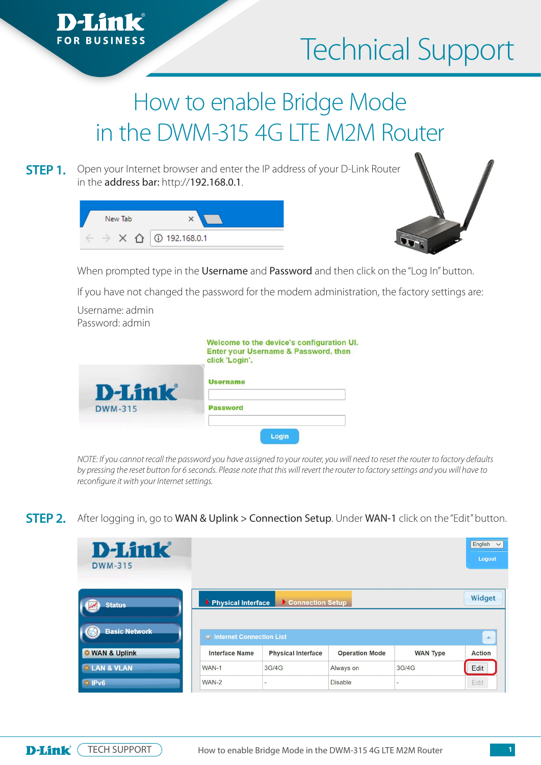# How to enable Bridge Mode in the DWM-315 4G LTE M2M Router

**STEP 1.** Open your Internet browser and enter the IP address of your D-Link Router in the **address bar:** http://**192.168.0.1**.

When prompted type in the **Username** and **Password** and then click on the "Log In" button.

If you have not changed the password for the modem administration, the factory settings are:

Username: admin
Password: admin

*NOTE: If you cannot recall the password you have assigned to your router, you will need to reset the router to factory defaults by pressing the reset button for 6 seconds. Please note that this will revert the router to factory settings and you will have to reconfigure it with your Internet settings.*

**STEP 2.** After logging in, go to **WAN & Uplink** > **Connection Setup**. Under **WAN-1** click on the "Edit" button.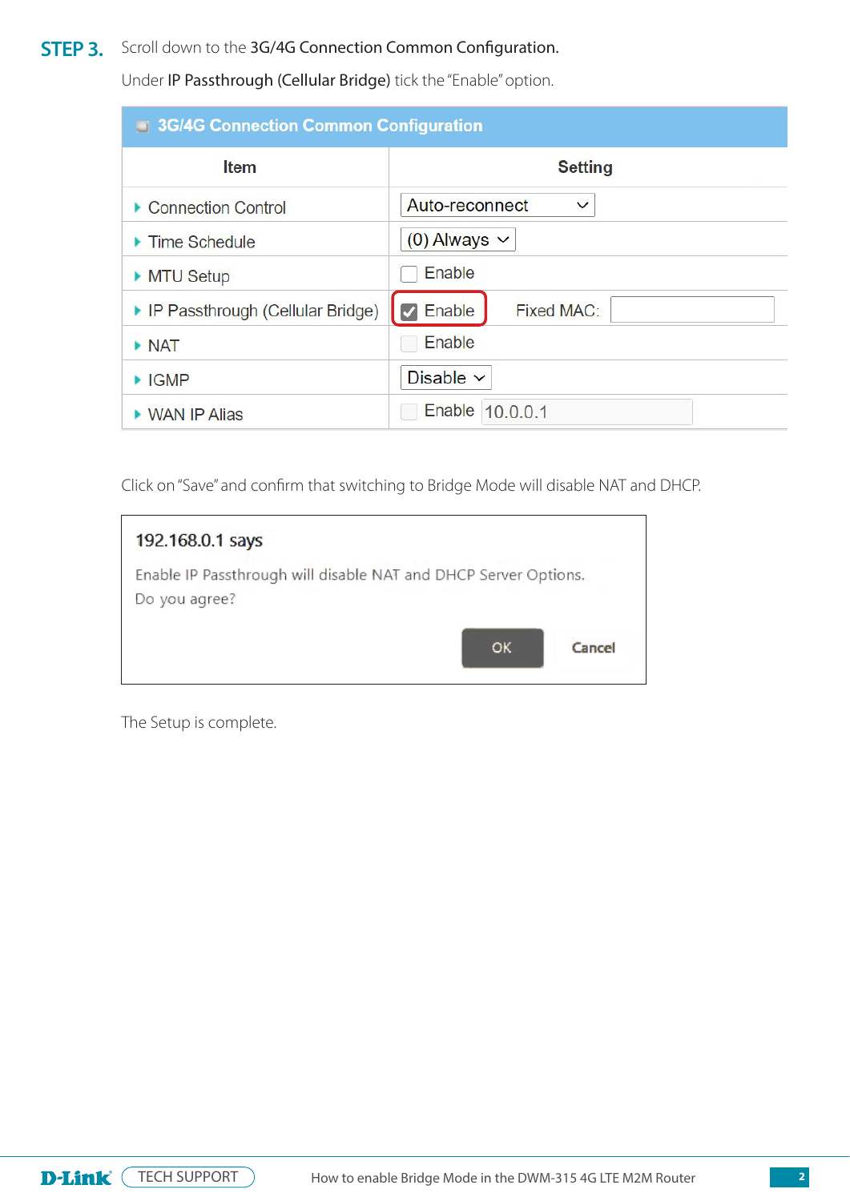**STEP 3.** Scroll down to the **3G/4G Connection Common Configuration.**

Under **IP Passthrough (Cellular Bridge)** tick the "Enable" option.

**3G/4G Connection Common Configuration**

| Item | Setting |
|---|---|
| Connection Control | Auto-reconnect |
| Time Schedule | (0) Always |
| MTU Setup | ☐ Enable |
| IP Passthrough (Cellular Bridge) | ☑ Enable   Fixed MAC: |
| NAT | ☐ Enable |
| IGMP | Disable |
| WAN IP Alias | ☐ Enable 10.0.0.1 |

Click on "Save" and confirm that switching to Bridge Mode will disable NAT and DHCP.

> **192.168.0.1 says**
>
> Enable IP Passthrough will disable NAT and DHCP Server Options.
> Do you agree?
>
> OK    Cancel

The Setup is complete.